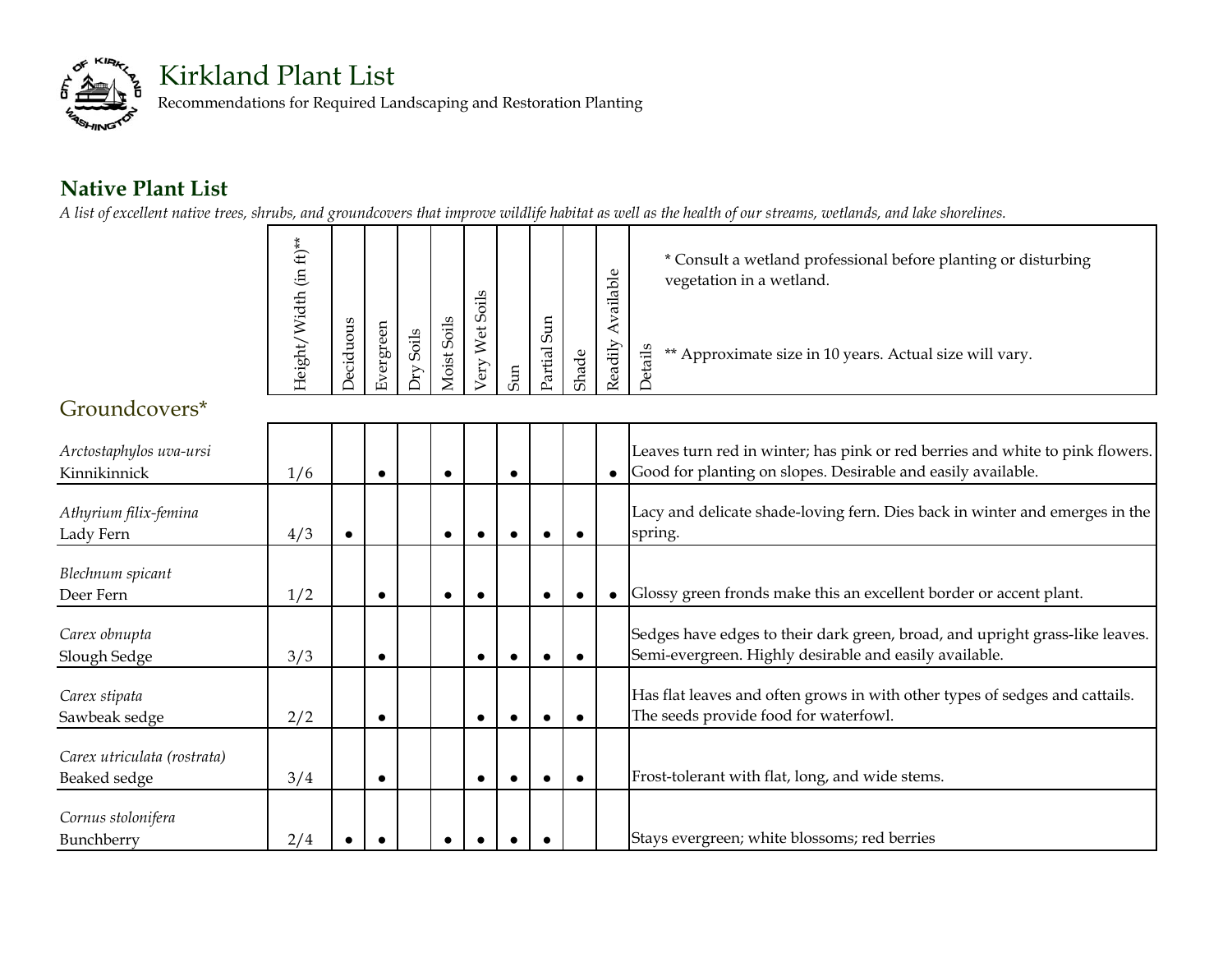# Kirkland Plant List

Recommendations for Required Landscaping and Restoration Planting

## Native Plant List

*A list of excellent native trees, shrubs, and groundcovers that improve wildlife habitat as well as the health of our streams, wetlands, and lake shorelines.*

\* Consult a wetland professional before planting or disturbing vegetation in a wetland.

** Approximate size in 10 years. Actual size will vary.

### Groundcovers*

| | Height/Width (in ft)** | Deciduous | Evergreen | Dry Soils | Moist Soils | Very Wet Soils | Sun | Partial Sun | Shade | Readily Available | Details |
|---|---|---|---|---|---|---|---|---|---|---|---|
| *Arctostaphylos uva-ursi* Kinnikinnick | 1/6 | | ● | | ● | | ● | | | ● | Leaves turn red in winter; has pink or red berries and white to pink flowers. Good for planting on slopes. Desirable and easily available. |
| *Athyrium filix-femina* Lady Fern | 4/3 | ● | | | ● | ● | ● | ● | ● | | Lacy and delicate shade-loving fern. Dies back in winter and emerges in the spring. |
| *Blechnum spicant* Deer Fern | 1/2 | | ● | | ● | ● | | ● | ● | ● | Glossy green fronds make this an excellent border or accent plant. |
| *Carex obnupta* Slough Sedge | 3/3 | | ● | | | ● | ● | ● | ● | | Sedges have edges to their dark green, broad, and upright grass-like leaves. Semi-evergreen. Highly desirable and easily available. |
| *Carex stipata* Sawbeak sedge | 2/2 | | ● | | | ● | ● | ● | ● | | Has flat leaves and often grows in with other types of sedges and cattails. The seeds provide food for waterfowl. |
| *Carex utriculata (rostrata)* Beaked sedge | 3/4 | | ● | | | ● | ● | ● | ● | | Frost-tolerant with flat, long, and wide stems. |
| *Cornus stolonifera* Bunchberry | 2/4 | ● | ● | | ● | ● | ● | ● | | | Stays evergreen; white blossoms; red berries |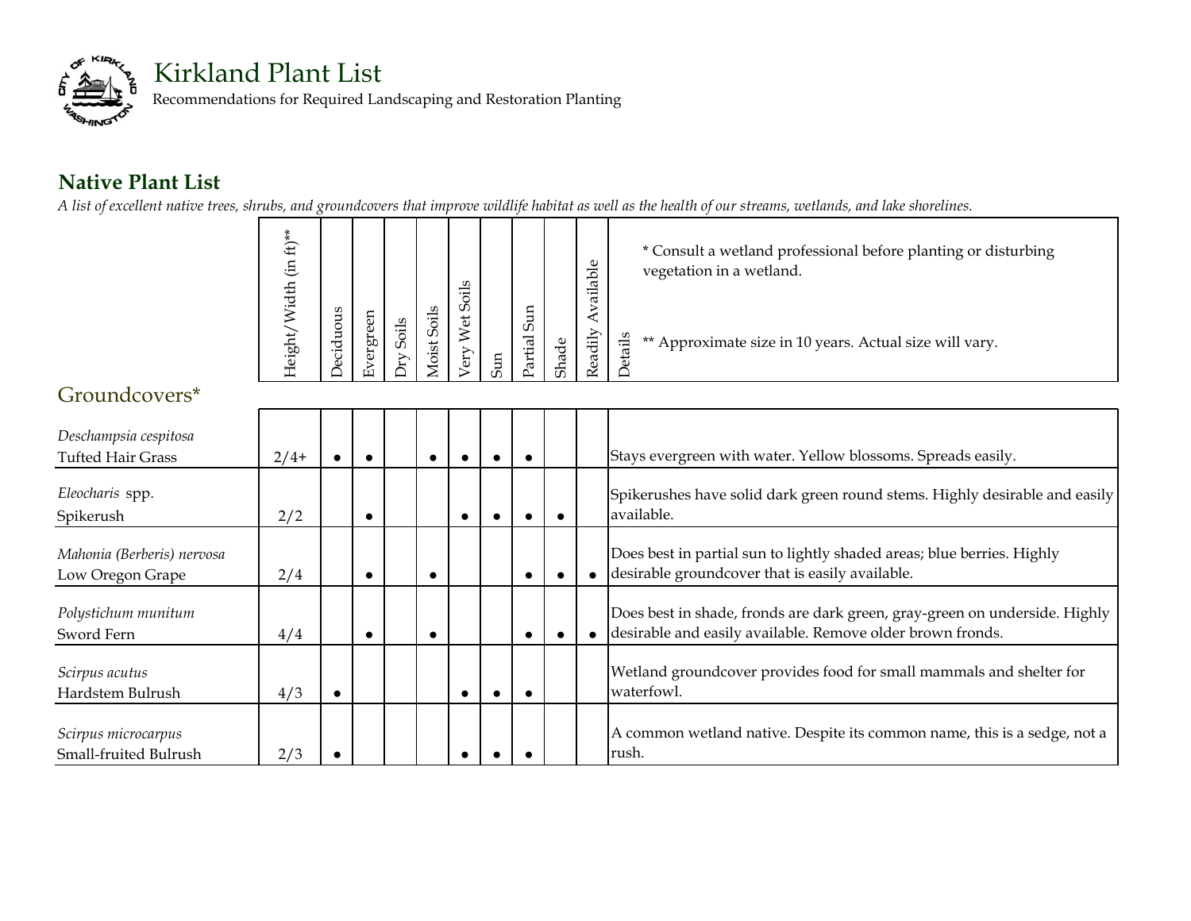# Kirkland Plant List

Recommendations for Required Landscaping and Restoration Planting

## Native Plant List

*A list of excellent native trees, shrubs, and groundcovers that improve wildlife habitat as well as the health of our streams, wetlands, and lake shorelines.*

\* Consult a wetland professional before planting or disturbing vegetation in a wetland.

\*\* Approximate size in 10 years. Actual size will vary.

### Groundcovers*

| | Height/Width (in ft)** | Deciduous | Evergreen | Dry Soils | Moist Soils | Very Wet Soils | Sun | Partial Sun | Shade | Readily Available | Details |
|---|---|---|---|---|---|---|---|---|---|---|---|
| *Deschampsia cespitosa* Tufted Hair Grass | 2/4+ | ● | ● | | ● | ● | ● | ● | | | Stays evergreen with water. Yellow blossoms. Spreads easily. |
| *Eleocharis* spp. Spikerush | 2/2 | | ● | | | ● | ● | ● | ● | | Spikerushes have solid dark green round stems. Highly desirable and easily available. |
| *Mahonia (Berberis) nervosa* Low Oregon Grape | 2/4 | | ● | | ● | | | ● | ● | ● | Does best in partial sun to lightly shaded areas; blue berries. Highly desirable groundcover that is easily available. |
| *Polystichum munitum* Sword Fern | 4/4 | | ● | | ● | | | ● | ● | ● | Does best in shade, fronds are dark green, gray-green on underside. Highly desirable and easily available. Remove older brown fronds. |
| *Scirpus acutus* Hardstem Bulrush | 4/3 | ● | | | | ● | ● | ● | | | Wetland groundcover provides food for small mammals and shelter for waterfowl. |
| *Scirpus microcarpus* Small-fruited Bulrush | 2/3 | ● | | | | ● | ● | ● | | | A common wetland native. Despite its common name, this is a sedge, not a rush. |